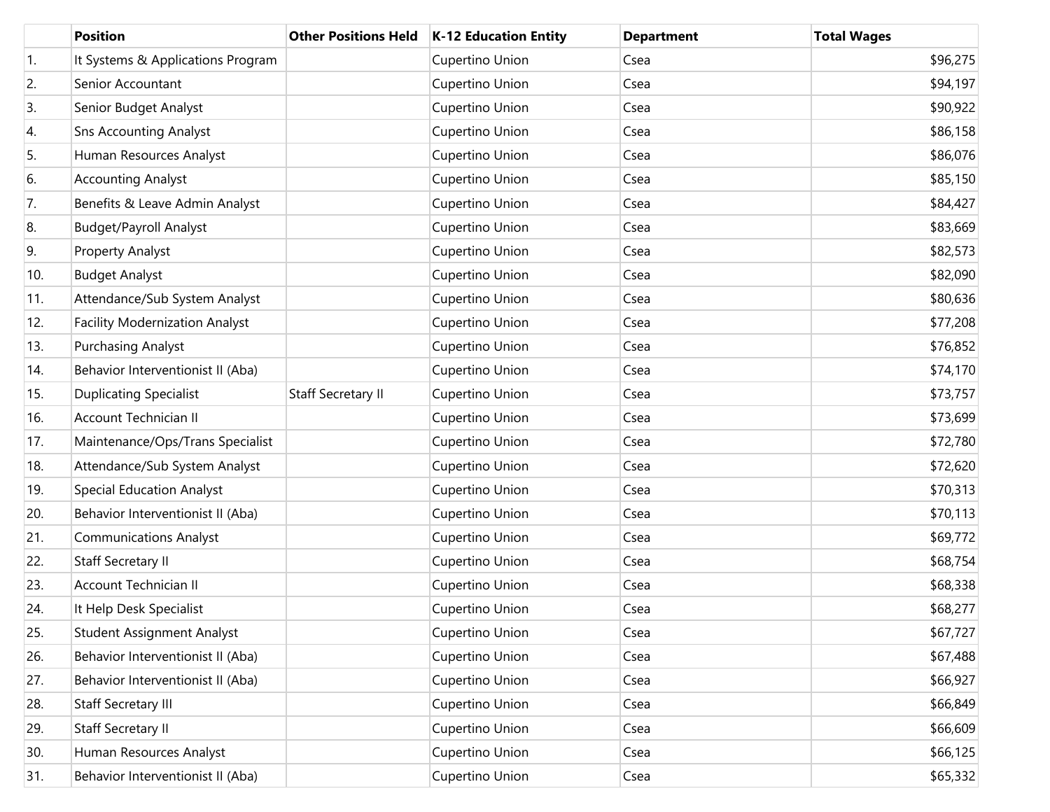| | Position | Other Positions Held | K-12 Education Entity | Department | Total Wages |
|---|---|---|---|---|---|
| 1. | It Systems & Applications Program | | Cupertino Union | Csea | $96,275 |
| 2. | Senior Accountant | | Cupertino Union | Csea | $94,197 |
| 3. | Senior Budget Analyst | | Cupertino Union | Csea | $90,922 |
| 4. | Sns Accounting Analyst | | Cupertino Union | Csea | $86,158 |
| 5. | Human Resources Analyst | | Cupertino Union | Csea | $86,076 |
| 6. | Accounting Analyst | | Cupertino Union | Csea | $85,150 |
| 7. | Benefits & Leave Admin Analyst | | Cupertino Union | Csea | $84,427 |
| 8. | Budget/Payroll Analyst | | Cupertino Union | Csea | $83,669 |
| 9. | Property Analyst | | Cupertino Union | Csea | $82,573 |
| 10. | Budget Analyst | | Cupertino Union | Csea | $82,090 |
| 11. | Attendance/Sub System Analyst | | Cupertino Union | Csea | $80,636 |
| 12. | Facility Modernization Analyst | | Cupertino Union | Csea | $77,208 |
| 13. | Purchasing Analyst | | Cupertino Union | Csea | $76,852 |
| 14. | Behavior Interventionist II (Aba) | | Cupertino Union | Csea | $74,170 |
| 15. | Duplicating Specialist | Staff Secretary II | Cupertino Union | Csea | $73,757 |
| 16. | Account Technician II | | Cupertino Union | Csea | $73,699 |
| 17. | Maintenance/Ops/Trans Specialist | | Cupertino Union | Csea | $72,780 |
| 18. | Attendance/Sub System Analyst | | Cupertino Union | Csea | $72,620 |
| 19. | Special Education Analyst | | Cupertino Union | Csea | $70,313 |
| 20. | Behavior Interventionist II (Aba) | | Cupertino Union | Csea | $70,113 |
| 21. | Communications Analyst | | Cupertino Union | Csea | $69,772 |
| 22. | Staff Secretary II | | Cupertino Union | Csea | $68,754 |
| 23. | Account Technician II | | Cupertino Union | Csea | $68,338 |
| 24. | It Help Desk Specialist | | Cupertino Union | Csea | $68,277 |
| 25. | Student Assignment Analyst | | Cupertino Union | Csea | $67,727 |
| 26. | Behavior Interventionist II (Aba) | | Cupertino Union | Csea | $67,488 |
| 27. | Behavior Interventionist II (Aba) | | Cupertino Union | Csea | $66,927 |
| 28. | Staff Secretary III | | Cupertino Union | Csea | $66,849 |
| 29. | Staff Secretary II | | Cupertino Union | Csea | $66,609 |
| 30. | Human Resources Analyst | | Cupertino Union | Csea | $66,125 |
| 31. | Behavior Interventionist II (Aba) | | Cupertino Union | Csea | $65,332 |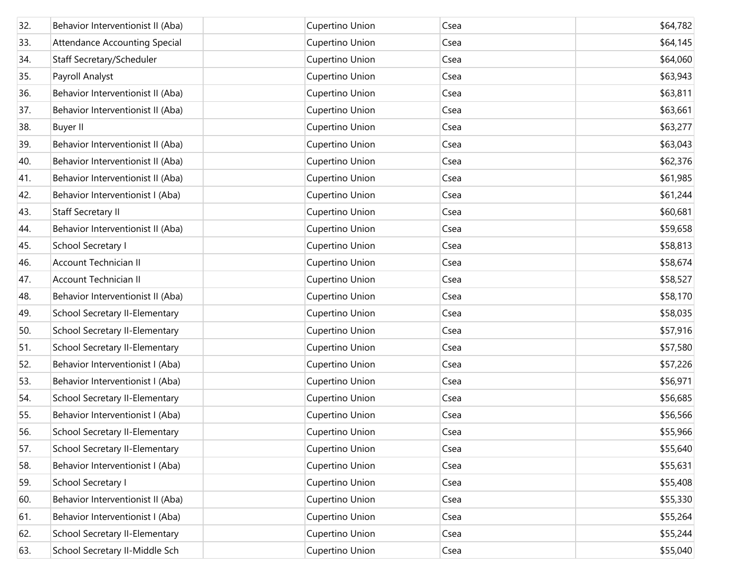| | | | | | |
|---|---|---|---|---|---|
| 32. | Behavior Interventionist II (Aba) | | Cupertino Union | Csea | $64,782 |
| 33. | Attendance Accounting Special | | Cupertino Union | Csea | $64,145 |
| 34. | Staff Secretary/Scheduler | | Cupertino Union | Csea | $64,060 |
| 35. | Payroll Analyst | | Cupertino Union | Csea | $63,943 |
| 36. | Behavior Interventionist II (Aba) | | Cupertino Union | Csea | $63,811 |
| 37. | Behavior Interventionist II (Aba) | | Cupertino Union | Csea | $63,661 |
| 38. | Buyer II | | Cupertino Union | Csea | $63,277 |
| 39. | Behavior Interventionist II (Aba) | | Cupertino Union | Csea | $63,043 |
| 40. | Behavior Interventionist II (Aba) | | Cupertino Union | Csea | $62,376 |
| 41. | Behavior Interventionist II (Aba) | | Cupertino Union | Csea | $61,985 |
| 42. | Behavior Interventionist I (Aba) | | Cupertino Union | Csea | $61,244 |
| 43. | Staff Secretary II | | Cupertino Union | Csea | $60,681 |
| 44. | Behavior Interventionist II (Aba) | | Cupertino Union | Csea | $59,658 |
| 45. | School Secretary I | | Cupertino Union | Csea | $58,813 |
| 46. | Account Technician II | | Cupertino Union | Csea | $58,674 |
| 47. | Account Technician II | | Cupertino Union | Csea | $58,527 |
| 48. | Behavior Interventionist II (Aba) | | Cupertino Union | Csea | $58,170 |
| 49. | School Secretary II-Elementary | | Cupertino Union | Csea | $58,035 |
| 50. | School Secretary II-Elementary | | Cupertino Union | Csea | $57,916 |
| 51. | School Secretary II-Elementary | | Cupertino Union | Csea | $57,580 |
| 52. | Behavior Interventionist I (Aba) | | Cupertino Union | Csea | $57,226 |
| 53. | Behavior Interventionist I (Aba) | | Cupertino Union | Csea | $56,971 |
| 54. | School Secretary II-Elementary | | Cupertino Union | Csea | $56,685 |
| 55. | Behavior Interventionist I (Aba) | | Cupertino Union | Csea | $56,566 |
| 56. | School Secretary II-Elementary | | Cupertino Union | Csea | $55,966 |
| 57. | School Secretary II-Elementary | | Cupertino Union | Csea | $55,640 |
| 58. | Behavior Interventionist I (Aba) | | Cupertino Union | Csea | $55,631 |
| 59. | School Secretary I | | Cupertino Union | Csea | $55,408 |
| 60. | Behavior Interventionist II (Aba) | | Cupertino Union | Csea | $55,330 |
| 61. | Behavior Interventionist I (Aba) | | Cupertino Union | Csea | $55,264 |
| 62. | School Secretary II-Elementary | | Cupertino Union | Csea | $55,244 |
| 63. | School Secretary II-Middle Sch | | Cupertino Union | Csea | $55,040 |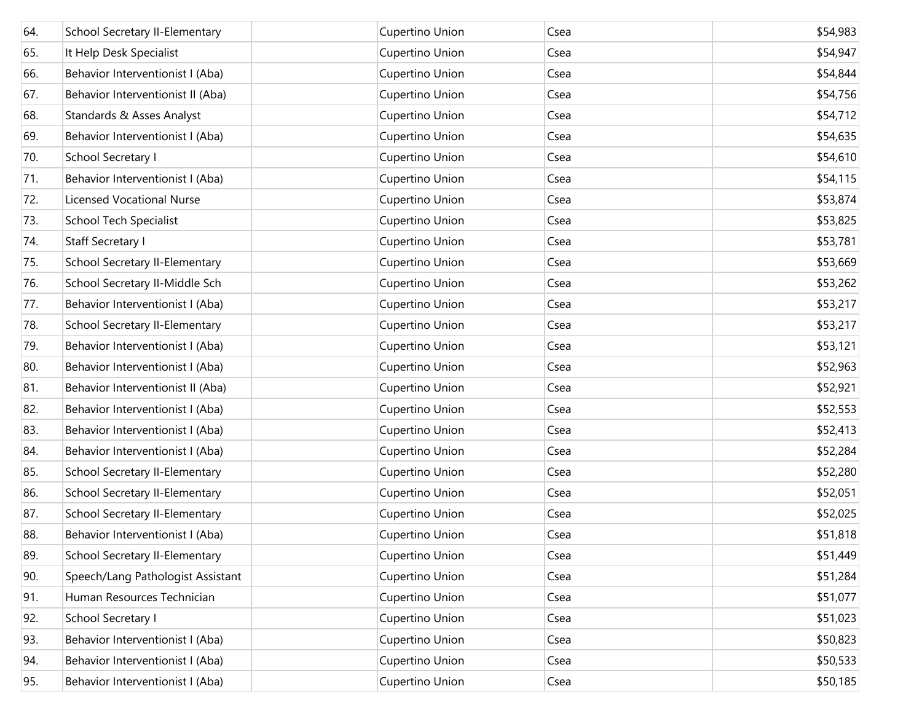| | | | | | |
|---|---|---|---|---|---|
| 64. | School Secretary II-Elementary | | Cupertino Union | Csea | $54,983 |
| 65. | It Help Desk Specialist | | Cupertino Union | Csea | $54,947 |
| 66. | Behavior Interventionist I (Aba) | | Cupertino Union | Csea | $54,844 |
| 67. | Behavior Interventionist II (Aba) | | Cupertino Union | Csea | $54,756 |
| 68. | Standards & Asses Analyst | | Cupertino Union | Csea | $54,712 |
| 69. | Behavior Interventionist I (Aba) | | Cupertino Union | Csea | $54,635 |
| 70. | School Secretary I | | Cupertino Union | Csea | $54,610 |
| 71. | Behavior Interventionist I (Aba) | | Cupertino Union | Csea | $54,115 |
| 72. | Licensed Vocational Nurse | | Cupertino Union | Csea | $53,874 |
| 73. | School Tech Specialist | | Cupertino Union | Csea | $53,825 |
| 74. | Staff Secretary I | | Cupertino Union | Csea | $53,781 |
| 75. | School Secretary II-Elementary | | Cupertino Union | Csea | $53,669 |
| 76. | School Secretary II-Middle Sch | | Cupertino Union | Csea | $53,262 |
| 77. | Behavior Interventionist I (Aba) | | Cupertino Union | Csea | $53,217 |
| 78. | School Secretary II-Elementary | | Cupertino Union | Csea | $53,217 |
| 79. | Behavior Interventionist I (Aba) | | Cupertino Union | Csea | $53,121 |
| 80. | Behavior Interventionist I (Aba) | | Cupertino Union | Csea | $52,963 |
| 81. | Behavior Interventionist II (Aba) | | Cupertino Union | Csea | $52,921 |
| 82. | Behavior Interventionist I (Aba) | | Cupertino Union | Csea | $52,553 |
| 83. | Behavior Interventionist I (Aba) | | Cupertino Union | Csea | $52,413 |
| 84. | Behavior Interventionist I (Aba) | | Cupertino Union | Csea | $52,284 |
| 85. | School Secretary II-Elementary | | Cupertino Union | Csea | $52,280 |
| 86. | School Secretary II-Elementary | | Cupertino Union | Csea | $52,051 |
| 87. | School Secretary II-Elementary | | Cupertino Union | Csea | $52,025 |
| 88. | Behavior Interventionist I (Aba) | | Cupertino Union | Csea | $51,818 |
| 89. | School Secretary II-Elementary | | Cupertino Union | Csea | $51,449 |
| 90. | Speech/Lang Pathologist Assistant | | Cupertino Union | Csea | $51,284 |
| 91. | Human Resources Technician | | Cupertino Union | Csea | $51,077 |
| 92. | School Secretary I | | Cupertino Union | Csea | $51,023 |
| 93. | Behavior Interventionist I (Aba) | | Cupertino Union | Csea | $50,823 |
| 94. | Behavior Interventionist I (Aba) | | Cupertino Union | Csea | $50,533 |
| 95. | Behavior Interventionist I (Aba) | | Cupertino Union | Csea | $50,185 |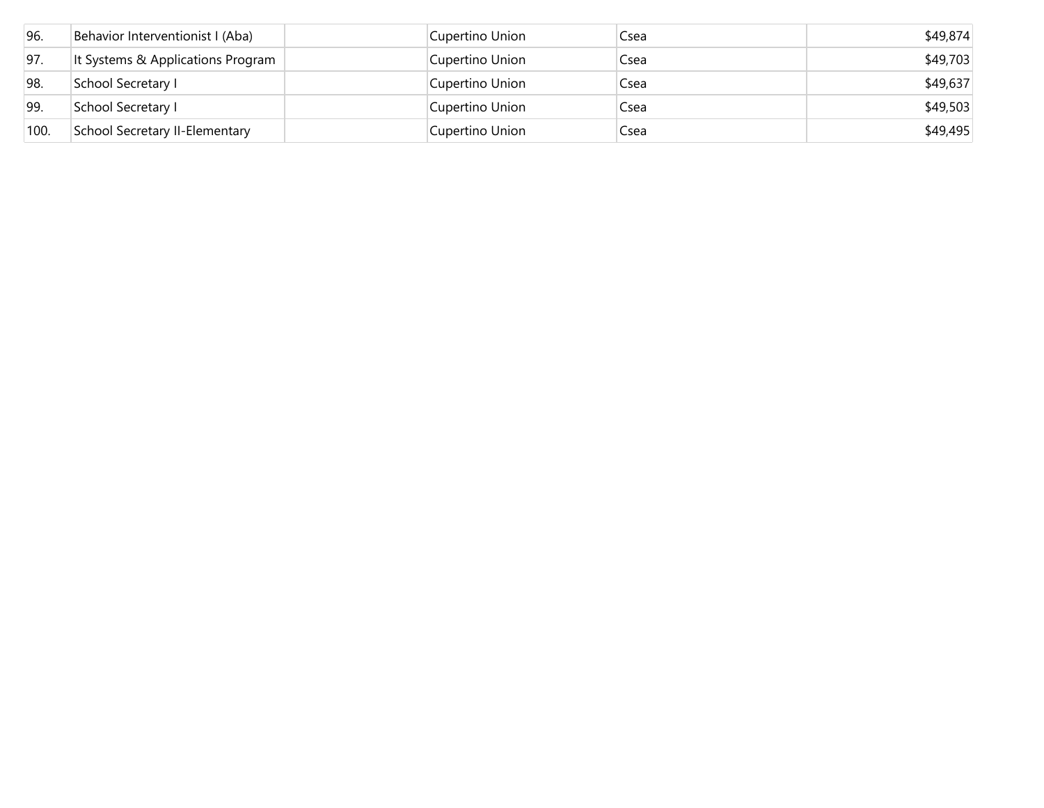| | | | | | |
|---|---|---|---|---|---|
| 96. | Behavior Interventionist I (Aba) | | Cupertino Union | Csea | $49,874 |
| 97. | It Systems & Applications Program | | Cupertino Union | Csea | $49,703 |
| 98. | School Secretary I | | Cupertino Union | Csea | $49,637 |
| 99. | School Secretary I | | Cupertino Union | Csea | $49,503 |
| 100. | School Secretary II-Elementary | | Cupertino Union | Csea | $49,495 |